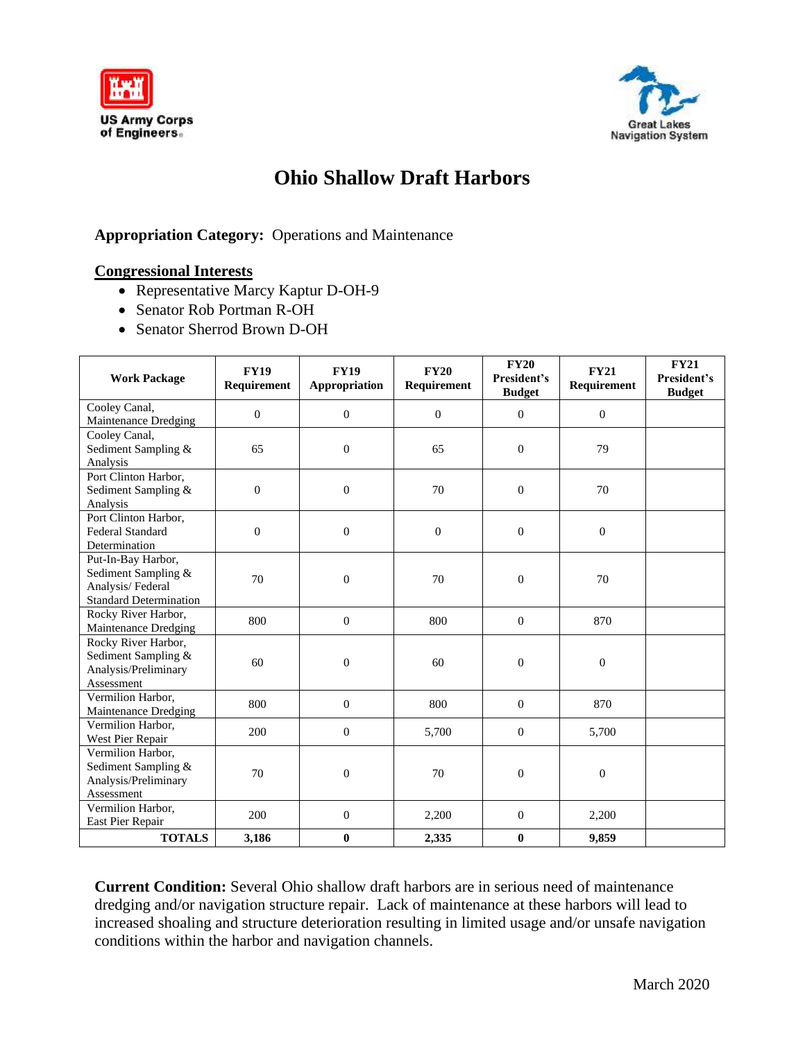# Ohio Shallow Draft Harbors

**Appropriation Category:** Operations and Maintenance

**Congressional Interests**

- Representative Marcy Kaptur D-OH-9
- Senator Rob Portman R-OH
- Senator Sherrod Brown D-OH

| Work Package | FY19 Requirement | FY19 Appropriation | FY20 Requirement | FY20 President's Budget | FY21 Requirement | FY21 President's Budget |
|---|---|---|---|---|---|---|
| Cooley Canal, Maintenance Dredging | 0 | 0 | 0 | 0 | 0 | |
| Cooley Canal, Sediment Sampling & Analysis | 65 | 0 | 65 | 0 | 79 | |
| Port Clinton Harbor, Sediment Sampling & Analysis | 0 | 0 | 70 | 0 | 70 | |
| Port Clinton Harbor, Federal Standard Determination | 0 | 0 | 0 | 0 | 0 | |
| Put-In-Bay Harbor, Sediment Sampling & Analysis/ Federal Standard Determination | 70 | 0 | 70 | 0 | 70 | |
| Rocky River Harbor, Maintenance Dredging | 800 | 0 | 800 | 0 | 870 | |
| Rocky River Harbor, Sediment Sampling & Analysis/Preliminary Assessment | 60 | 0 | 60 | 0 | 0 | |
| Vermilion Harbor, Maintenance Dredging | 800 | 0 | 800 | 0 | 870 | |
| Vermilion Harbor, West Pier Repair | 200 | 0 | 5,700 | 0 | 5,700 | |
| Vermilion Harbor, Sediment Sampling & Analysis/Preliminary Assessment | 70 | 0 | 70 | 0 | 0 | |
| Vermilion Harbor, East Pier Repair | 200 | 0 | 2,200 | 0 | 2,200 | |
| **TOTALS** | **3,186** | **0** | **2,335** | **0** | **9,859** | |

**Current Condition:** Several Ohio shallow draft harbors are in serious need of maintenance dredging and/or navigation structure repair. Lack of maintenance at these harbors will lead to increased shoaling and structure deterioration resulting in limited usage and/or unsafe navigation conditions within the harbor and navigation channels.

March 2020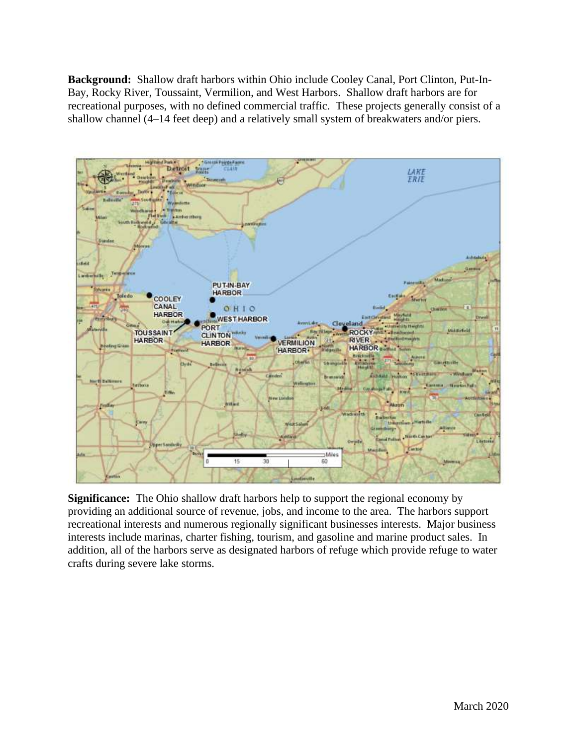**Background:** Shallow draft harbors within Ohio include Cooley Canal, Port Clinton, Put-In-Bay, Rocky River, Toussaint, Vermilion, and West Harbors. Shallow draft harbors are for recreational purposes, with no defined commercial traffic. These projects generally consist of a shallow channel (4–14 feet deep) and a relatively small system of breakwaters and/or piers.

LAKE ERIE

PUT-IN-BAY HARBOR

COOLEY CANAL HARBOR

OHIO

WEST HARBOR

TOUSSAINT HARBOR

PORT CLINTON HARBOR

VERMILION HARBOR

ROCKY RIVER HARBOR

0 15 30 60 Miles

**Significance:** The Ohio shallow draft harbors help to support the regional economy by providing an additional source of revenue, jobs, and income to the area. The harbors support recreational interests and numerous regionally significant businesses interests. Major business interests include marinas, charter fishing, tourism, and gasoline and marine product sales. In addition, all of the harbors serve as designated harbors of refuge which provide refuge to water crafts during severe lake storms.

March 2020